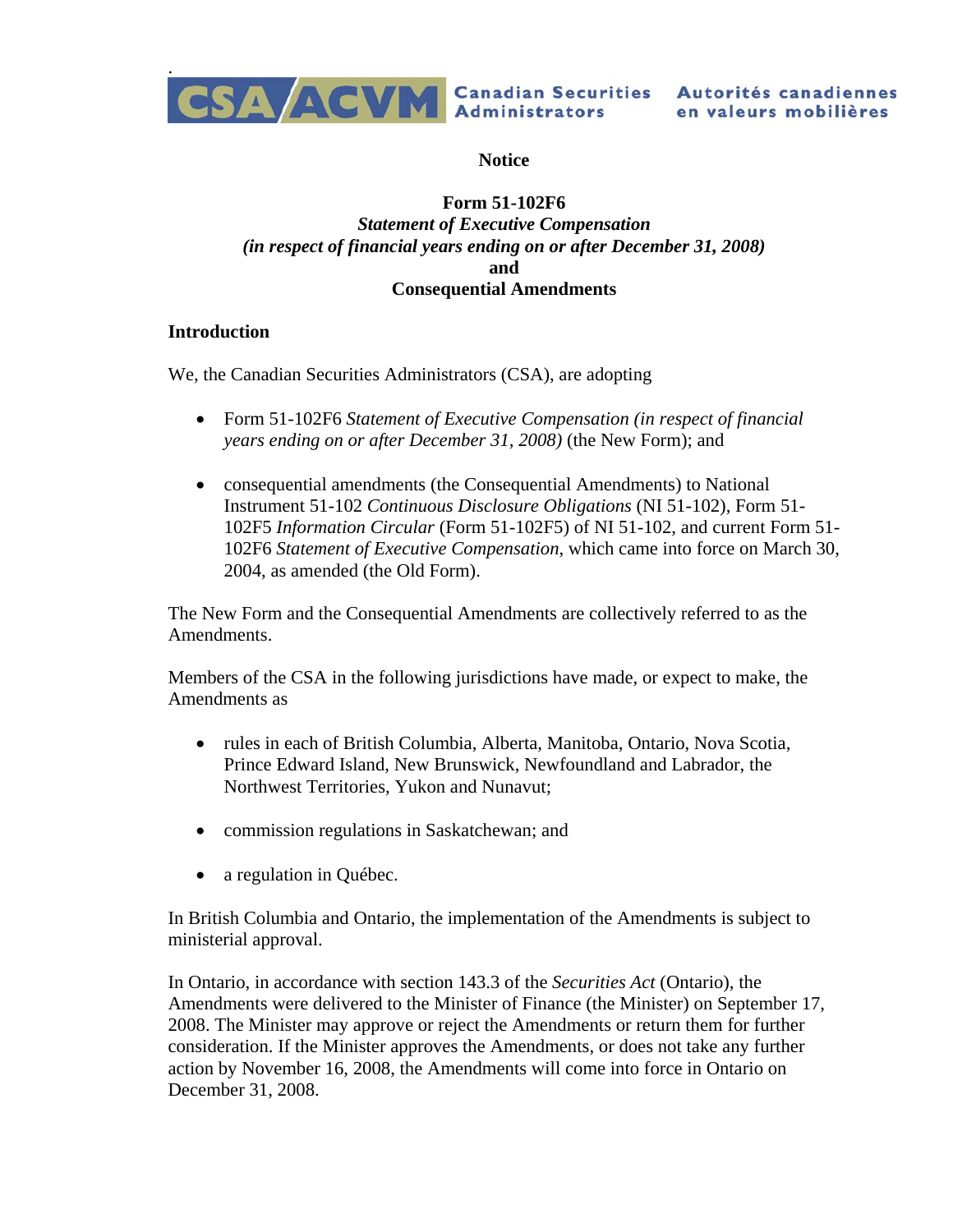CSA/ACVM Canadian Securities Administrators Autorités canadiennes en valeurs mobilières

**Notice**

**Form 51-102F6**
***Statement of Executive Compensation***
***(in respect of financial years ending on or after December 31, 2008)***
**and**
**Consequential Amendments**

## Introduction

We, the Canadian Securities Administrators (CSA), are adopting

- Form 51-102F6 *Statement of Executive Compensation (in respect of financial years ending on or after December 31, 2008)* (the New Form); and
- consequential amendments (the Consequential Amendments) to National Instrument 51-102 *Continuous Disclosure Obligations* (NI 51-102), Form 51-102F5 *Information Circular* (Form 51-102F5) of NI 51-102, and current Form 51-102F6 *Statement of Executive Compensation*, which came into force on March 30, 2004, as amended (the Old Form).

The New Form and the Consequential Amendments are collectively referred to as the Amendments.

Members of the CSA in the following jurisdictions have made, or expect to make, the Amendments as

- rules in each of British Columbia, Alberta, Manitoba, Ontario, Nova Scotia, Prince Edward Island, New Brunswick, Newfoundland and Labrador, the Northwest Territories, Yukon and Nunavut;
- commission regulations in Saskatchewan; and
- a regulation in Québec.

In British Columbia and Ontario, the implementation of the Amendments is subject to ministerial approval.

In Ontario, in accordance with section 143.3 of the *Securities Act* (Ontario), the Amendments were delivered to the Minister of Finance (the Minister) on September 17, 2008. The Minister may approve or reject the Amendments or return them for further consideration. If the Minister approves the Amendments, or does not take any further action by November 16, 2008, the Amendments will come into force in Ontario on December 31, 2008.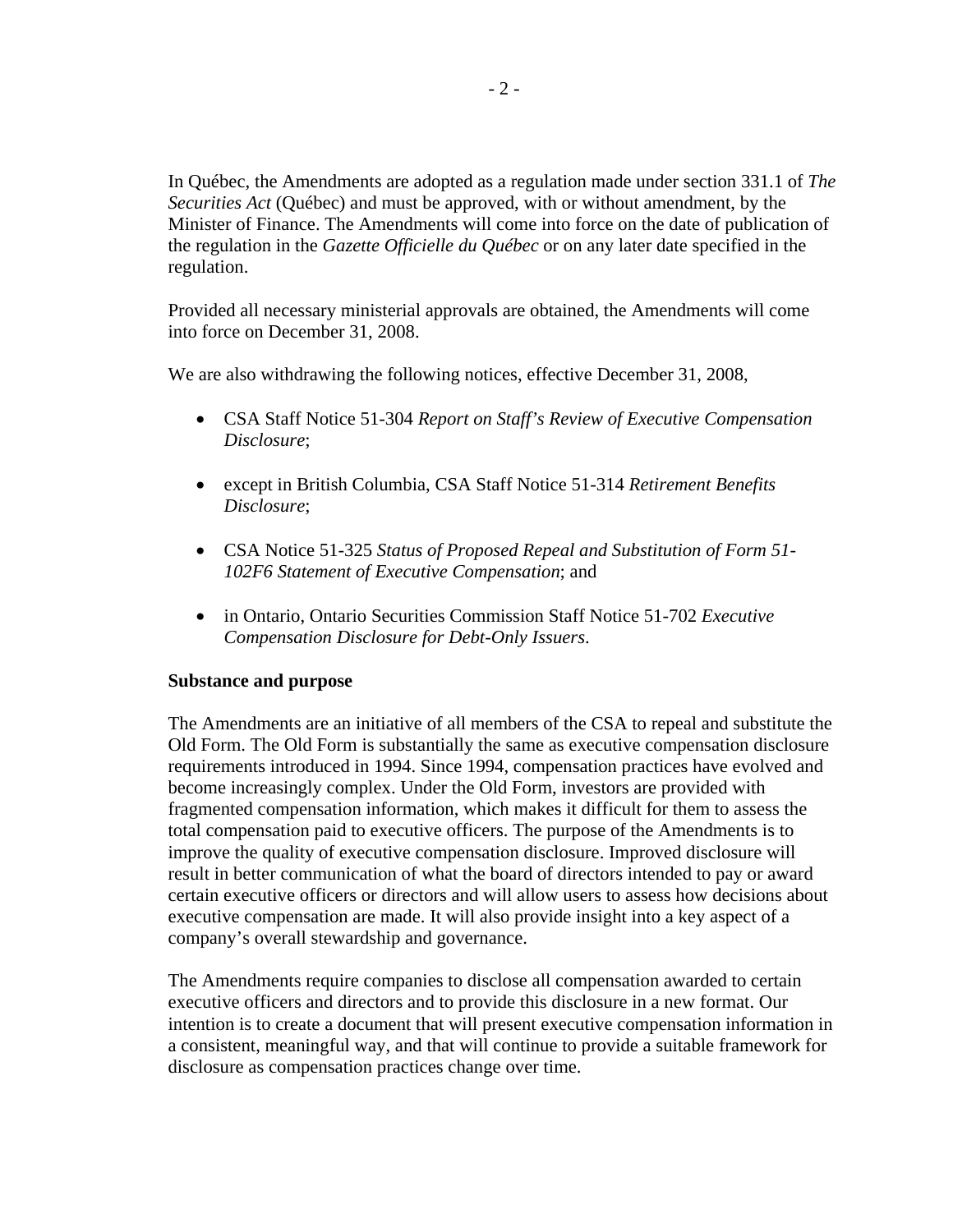In Québec, the Amendments are adopted as a regulation made under section 331.1 of *The Securities Act* (Québec) and must be approved, with or without amendment, by the Minister of Finance. The Amendments will come into force on the date of publication of the regulation in the *Gazette Officielle du Québec* or on any later date specified in the regulation.

Provided all necessary ministerial approvals are obtained, the Amendments will come into force on December 31, 2008.

We are also withdrawing the following notices, effective December 31, 2008,

- CSA Staff Notice 51-304 *Report on Staff's Review of Executive Compensation Disclosure*;
- except in British Columbia, CSA Staff Notice 51-314 *Retirement Benefits Disclosure*;
- CSA Notice 51-325 *Status of Proposed Repeal and Substitution of Form 51-102F6 Statement of Executive Compensation*; and
- in Ontario, Ontario Securities Commission Staff Notice 51-702 *Executive Compensation Disclosure for Debt-Only Issuers*.

**Substance and purpose**

The Amendments are an initiative of all members of the CSA to repeal and substitute the Old Form. The Old Form is substantially the same as executive compensation disclosure requirements introduced in 1994. Since 1994, compensation practices have evolved and become increasingly complex. Under the Old Form, investors are provided with fragmented compensation information, which makes it difficult for them to assess the total compensation paid to executive officers. The purpose of the Amendments is to improve the quality of executive compensation disclosure. Improved disclosure will result in better communication of what the board of directors intended to pay or award certain executive officers or directors and will allow users to assess how decisions about executive compensation are made. It will also provide insight into a key aspect of a company's overall stewardship and governance.

The Amendments require companies to disclose all compensation awarded to certain executive officers and directors and to provide this disclosure in a new format. Our intention is to create a document that will present executive compensation information in a consistent, meaningful way, and that will continue to provide a suitable framework for disclosure as compensation practices change over time.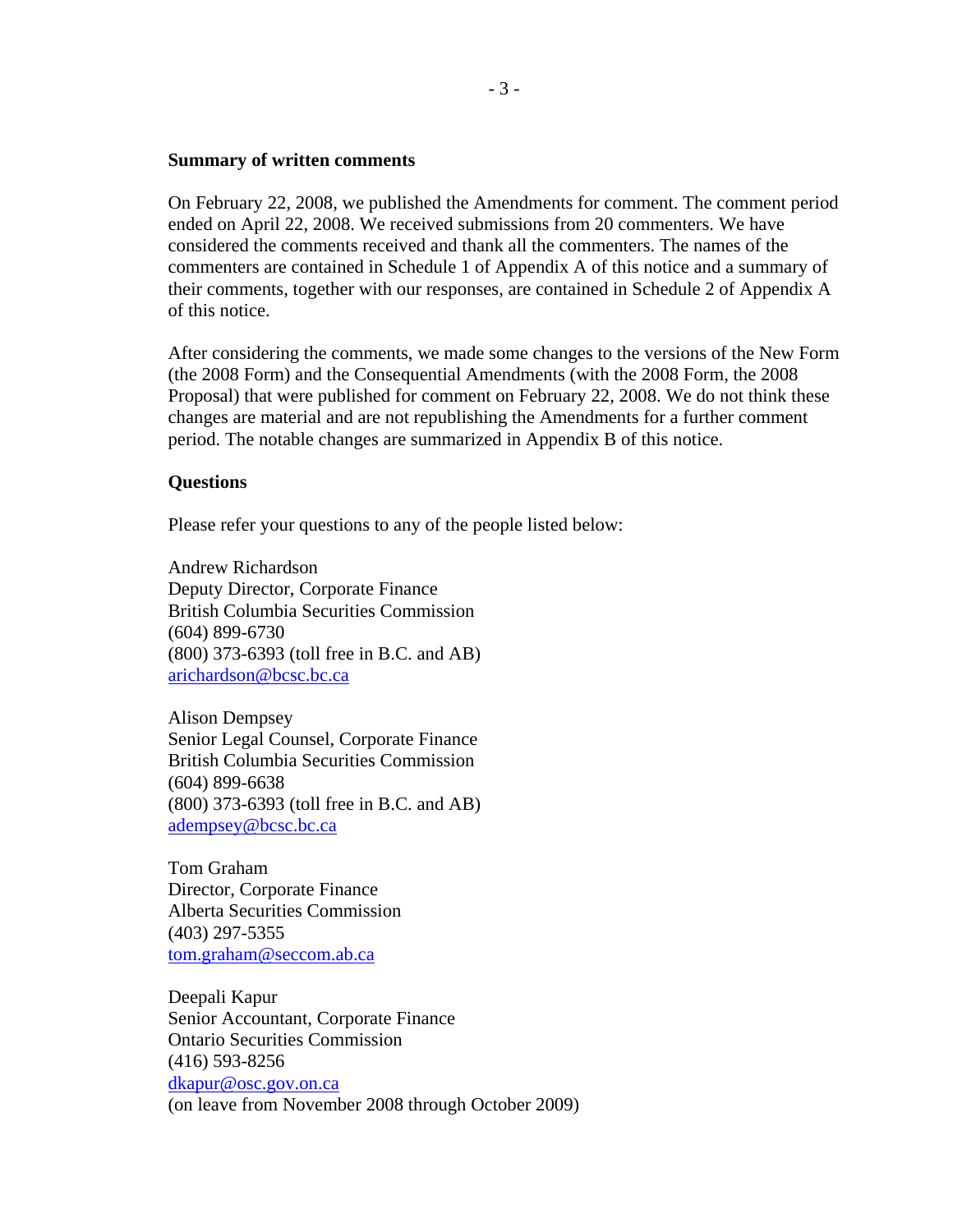**Summary of written comments**

On February 22, 2008, we published the Amendments for comment. The comment period ended on April 22, 2008. We received submissions from 20 commenters. We have considered the comments received and thank all the commenters. The names of the commenters are contained in Schedule 1 of Appendix A of this notice and a summary of their comments, together with our responses, are contained in Schedule 2 of Appendix A of this notice.

After considering the comments, we made some changes to the versions of the New Form (the 2008 Form) and the Consequential Amendments (with the 2008 Form, the 2008 Proposal) that were published for comment on February 22, 2008. We do not think these changes are material and are not republishing the Amendments for a further comment period. The notable changes are summarized in Appendix B of this notice.

**Questions**

Please refer your questions to any of the people listed below:

Andrew Richardson
Deputy Director, Corporate Finance
British Columbia Securities Commission
(604) 899-6730
(800) 373-6393 (toll free in B.C. and AB)
arichardson@bcsc.bc.ca

Alison Dempsey
Senior Legal Counsel, Corporate Finance
British Columbia Securities Commission
(604) 899-6638
(800) 373-6393 (toll free in B.C. and AB)
adempsey@bcsc.bc.ca

Tom Graham
Director, Corporate Finance
Alberta Securities Commission
(403) 297-5355
tom.graham@seccom.ab.ca

Deepali Kapur
Senior Accountant, Corporate Finance
Ontario Securities Commission
(416) 593-8256
dkapur@osc.gov.on.ca
(on leave from November 2008 through October 2009)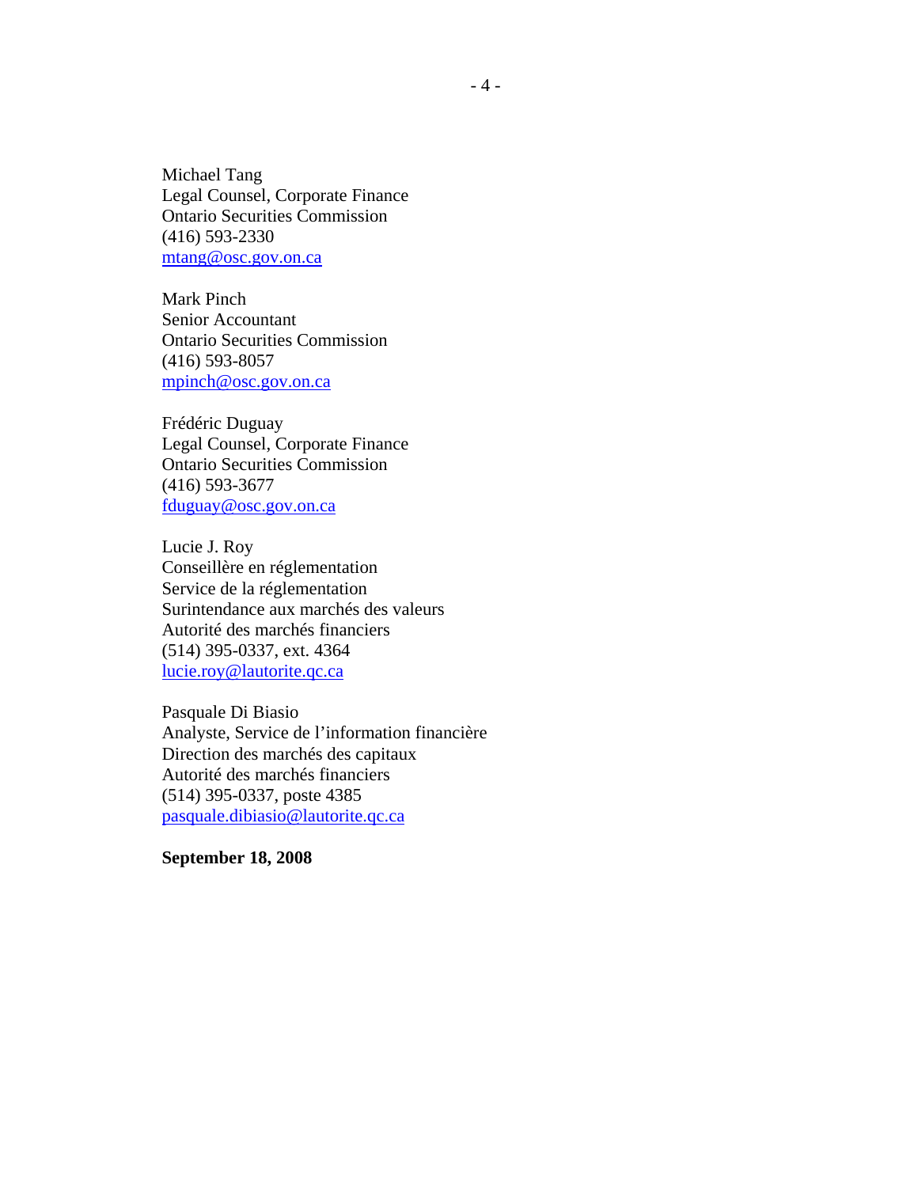Michael Tang
Legal Counsel, Corporate Finance
Ontario Securities Commission
(416) 593-2330
mtang@osc.gov.on.ca

Mark Pinch
Senior Accountant
Ontario Securities Commission
(416) 593-8057
mpinch@osc.gov.on.ca

Frédéric Duguay
Legal Counsel, Corporate Finance
Ontario Securities Commission
(416) 593-3677
fduguay@osc.gov.on.ca

Lucie J. Roy
Conseillère en réglementation
Service de la réglementation
Surintendance aux marchés des valeurs
Autorité des marchés financiers
(514) 395-0337, ext. 4364
lucie.roy@lautorite.qc.ca

Pasquale Di Biasio
Analyste, Service de l'information financière
Direction des marchés des capitaux
Autorité des marchés financiers
(514) 395-0337, poste 4385
pasquale.dibiasio@lautorite.qc.ca

**September 18, 2008**